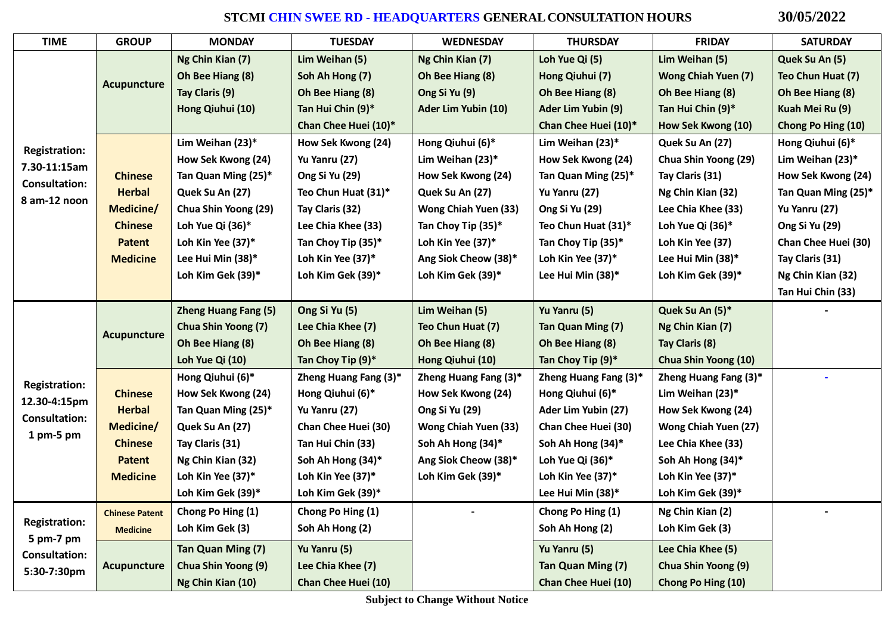# STCMI CHIN SWEE RD - HEADQUARTERS GENERAL CONSULTATION HOURS 30/05/2022

| TIME | GROUP | MONDAY | TUESDAY | WEDNESDAY | THURSDAY | FRIDAY | SATURDAY |
|---|---|---|---|---|---|---|---|
| Registration: 7.30-11:15am Consultation: 8 am-12 noon | Acupuncture | Ng Chin Kian (7)<br>Oh Bee Hiang (8)<br>Tay Claris (9)<br>Hong Qiuhui (10) | Lim Weihan (5)<br>Soh Ah Hong (7)<br>Oh Bee Hiang (8)<br>Tan Hui Chin (9)*<br>Chan Chee Huei (10)* | Ng Chin Kian (7)<br>Oh Bee Hiang (8)<br>Ong Si Yu (9)<br>Ader Lim Yubin (10) | Loh Yue Qi (5)<br>Hong Qiuhui (7)<br>Oh Bee Hiang (8)<br>Ader Lim Yubin (9)<br>Chan Chee Huei (10)* | Lim Weihan (5)<br>Wong Chiah Yuen (7)<br>Oh Bee Hiang (8)<br>Tan Hui Chin (9)*<br>How Sek Kwong (10) | Quek Su An (5)<br>Teo Chun Huat (7)<br>Oh Bee Hiang (8)<br>Kuah Mei Ru (9)<br>Chong Po Hing (10) |
| | Chinese Herbal Medicine/ Chinese Patent Medicine | Lim Weihan (23)*<br>How Sek Kwong (24)<br>Tan Quan Ming (25)*<br>Quek Su An (27)<br>Chua Shin Yoong (29)<br>Loh Yue Qi (36)*<br>Loh Kin Yee (37)*<br>Lee Hui Min (38)*<br>Loh Kim Gek (39)* | How Sek Kwong (24)<br>Yu Yanru (27)<br>Ong Si Yu (29)<br>Teo Chun Huat (31)*<br>Tay Claris (32)<br>Lee Chia Khee (33)<br>Tan Choy Tip (35)*<br>Loh Kin Yee (37)*<br>Loh Kim Gek (39)* | Hong Qiuhui (6)*<br>Lim Weihan (23)*<br>How Sek Kwong (24)<br>Quek Su An (27)<br>Wong Chiah Yuen (33)<br>Tan Choy Tip (35)*<br>Loh Kin Yee (37)*<br>Ang Siok Cheow (38)*<br>Loh Kim Gek (39)* | Lim Weihan (23)*<br>How Sek Kwong (24)<br>Tan Quan Ming (25)*<br>Yu Yanru (27)<br>Ong Si Yu (29)<br>Teo Chun Huat (31)*<br>Tan Choy Tip (35)*<br>Loh Kin Yee (37)*<br>Lee Hui Min (38)* | Quek Su An (27)<br>Chua Shin Yoong (29)<br>Tay Claris (31)<br>Ng Chin Kian (32)<br>Lee Chia Khee (33)<br>Loh Yue Qi (36)*<br>Loh Kin Yee (37)<br>Lee Hui Min (38)*<br>Loh Kim Gek (39)* | Hong Qiuhui (6)*<br>Lim Weihan (23)*<br>How Sek Kwong (24)<br>Tan Quan Ming (25)*<br>Yu Yanru (27)<br>Ong Si Yu (29)<br>Chan Chee Huei (30)<br>Tay Claris (31)<br>Ng Chin Kian (32)<br>Tan Hui Chin (33) |
| Registration: 12.30-4:15pm Consultation: 1 pm-5 pm | Acupuncture | Zheng Huang Fang (5)<br>Chua Shin Yoong (7)<br>Oh Bee Hiang (8)<br>Loh Yue Qi (10) | Ong Si Yu (5)<br>Lee Chia Khee (7)<br>Oh Bee Hiang (8)<br>Tan Choy Tip (9)* | Lim Weihan (5)<br>Teo Chun Huat (7)<br>Oh Bee Hiang (8)<br>Hong Qiuhui (10) | Yu Yanru (5)<br>Tan Quan Ming (7)<br>Oh Bee Hiang (8)<br>Tan Choy Tip (9)* | Quek Su An (5)*<br>Ng Chin Kian (7)<br>Tay Claris (8)<br>Chua Shin Yoong (10) | - |
| | Chinese Herbal Medicine/ Chinese Patent Medicine | Hong Qiuhui (6)*<br>How Sek Kwong (24)<br>Tan Quan Ming (25)*<br>Quek Su An (27)<br>Tay Claris (31)<br>Ng Chin Kian (32)<br>Loh Kin Yee (37)*<br>Loh Kim Gek (39)* | Zheng Huang Fang (3)*<br>Hong Qiuhui (6)*<br>Yu Yanru (27)<br>Chan Chee Huei (30)<br>Tan Hui Chin (33)<br>Soh Ah Hong (34)*<br>Loh Kin Yee (37)*<br>Loh Kim Gek (39)* | Zheng Huang Fang (3)*<br>How Sek Kwong (24)<br>Ong Si Yu (29)<br>Wong Chiah Yuen (33)<br>Soh Ah Hong (34)*<br>Ang Siok Cheow (38)*<br>Loh Kim Gek (39)* | Zheng Huang Fang (3)*<br>Hong Qiuhui (6)*<br>Ader Lim Yubin (27)<br>Chan Chee Huei (30)<br>Soh Ah Hong (34)*<br>Loh Yue Qi (36)*<br>Loh Kin Yee (37)*<br>Lee Hui Min (38)* | Zheng Huang Fang (3)*<br>Lim Weihan (23)*<br>How Sek Kwong (24)<br>Wong Chiah Yuen (27)<br>Lee Chia Khee (33)<br>Soh Ah Hong (34)*<br>Loh Kin Yee (37)*<br>Loh Kim Gek (39)* | - |
| Registration: 5 pm-7 pm Consultation: 5:30-7:30pm | Chinese Patent Medicine | Chong Po Hing (1)<br>Loh Kim Gek (3) | Chong Po Hing (1)<br>Soh Ah Hong (2) | - | Chong Po Hing (1)<br>Soh Ah Hong (2) | Ng Chin Kian (2)<br>Loh Kim Gek (3) | - |
| | Acupuncture | Tan Quan Ming (7)<br>Chua Shin Yoong (9)<br>Ng Chin Kian (10) | Yu Yanru (5)<br>Lee Chia Khee (7)<br>Chan Chee Huei (10) | | Yu Yanru (5)<br>Tan Quan Ming (7)<br>Chan Chee Huei (10) | Lee Chia Khee (5)<br>Chua Shin Yoong (9)<br>Chong Po Hing (10) | |

**Subject to Change Without Notice**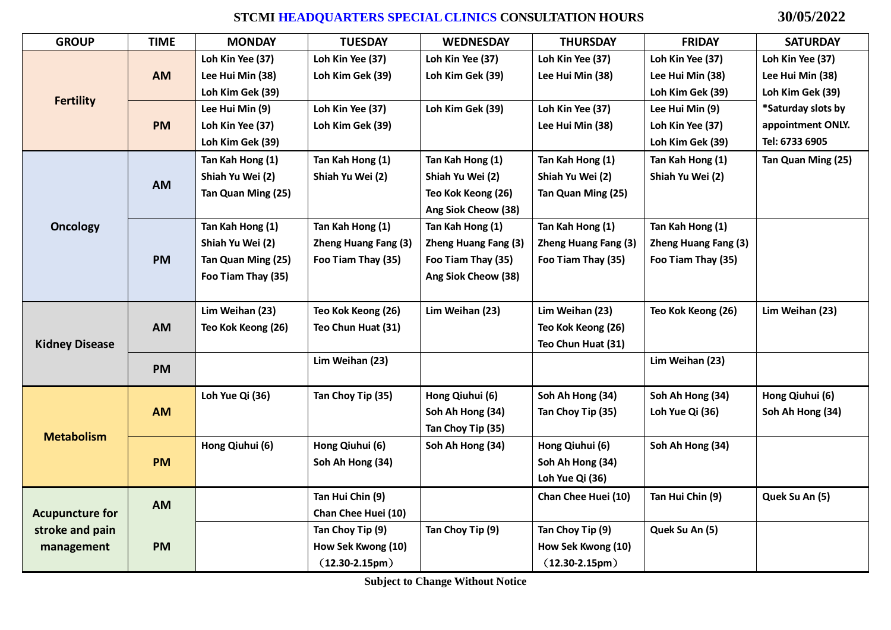**STCMI HEADQUARTERS SPECIAL CLINICS CONSULTATION HOURS** **30/05/2022**

| GROUP | TIME | MONDAY | TUESDAY | WEDNESDAY | THURSDAY | FRIDAY | SATURDAY |
|---|---|---|---|---|---|---|---|
| Fertility | AM | Loh Kin Yee (37)<br>Lee Hui Min (38)<br>Loh Kim Gek (39) | Loh Kin Yee (37)<br>Loh Kim Gek (39) | Loh Kin Yee (37)<br>Loh Kim Gek (39) | Loh Kin Yee (37)<br>Lee Hui Min (38) | Loh Kin Yee (37)<br>Lee Hui Min (38)<br>Loh Kim Gek (39) | Loh Kin Yee (37)<br>Lee Hui Min (38)<br>Loh Kim Gek (39) |
| | PM | Lee Hui Min (9)<br>Loh Kin Yee (37)<br>Loh Kim Gek (39) | Loh Kin Yee (37)<br>Loh Kim Gek (39) | Loh Kim Gek (39) | Loh Kin Yee (37)<br>Lee Hui Min (38) | Lee Hui Min (9)<br>Loh Kin Yee (37)<br>Loh Kim Gek (39) | *Saturday slots by appointment ONLY.<br>Tel: 6733 6905 |
| Oncology | AM | Tan Kah Hong (1)<br>Shiah Yu Wei (2)<br>Tan Quan Ming (25) | Tan Kah Hong (1)<br>Shiah Yu Wei (2) | Tan Kah Hong (1)<br>Shiah Yu Wei (2)<br>Teo Kok Keong (26)<br>Ang Siok Cheow (38) | Tan Kah Hong (1)<br>Shiah Yu Wei (2)<br>Tan Quan Ming (25) | Tan Kah Hong (1)<br>Shiah Yu Wei (2) | Tan Quan Ming (25) |
| | PM | Tan Kah Hong (1)<br>Shiah Yu Wei (2)<br>Tan Quan Ming (25)<br>Foo Tiam Thay (35) | Tan Kah Hong (1)<br>Zheng Huang Fang (3)<br>Foo Tiam Thay (35) | Tan Kah Hong (1)<br>Zheng Huang Fang (3)<br>Foo Tiam Thay (35)<br>Ang Siok Cheow (38) | Tan Kah Hong (1)<br>Zheng Huang Fang (3)<br>Foo Tiam Thay (35) | Tan Kah Hong (1)<br>Zheng Huang Fang (3)<br>Foo Tiam Thay (35) | |
| Kidney Disease | AM | Lim Weihan (23)<br>Teo Kok Keong (26) | Teo Kok Keong (26)<br>Teo Chun Huat (31) | Lim Weihan (23) | Lim Weihan (23)<br>Teo Kok Keong (26)<br>Teo Chun Huat (31) | Teo Kok Keong (26) | Lim Weihan (23) |
| | PM | | Lim Weihan (23) | | | Lim Weihan (23) | |
| Metabolism | AM | Loh Yue Qi (36) | Tan Choy Tip (35) | Hong Qiuhui (6)<br>Soh Ah Hong (34)<br>Tan Choy Tip (35) | Soh Ah Hong (34)<br>Tan Choy Tip (35) | Soh Ah Hong (34)<br>Loh Yue Qi (36) | Hong Qiuhui (6)<br>Soh Ah Hong (34) |
| | PM | Hong Qiuhui (6) | Hong Qiuhui (6)<br>Soh Ah Hong (34) | Soh Ah Hong (34) | Hong Qiuhui (6)<br>Soh Ah Hong (34)<br>Loh Yue Qi (36) | Soh Ah Hong (34) | |
| Acupuncture for stroke and pain management | AM | | Tan Hui Chin (9)<br>Chan Chee Huei (10) | | Chan Chee Huei (10) | Tan Hui Chin (9) | Quek Su An (5) |
| | PM | | Tan Choy Tip (9)<br>How Sek Kwong (10)<br>（12.30-2.15pm） | Tan Choy Tip (9) | Tan Choy Tip (9)<br>How Sek Kwong (10)<br>（12.30-2.15pm） | Quek Su An (5) | |

**Subject to Change Without Notice**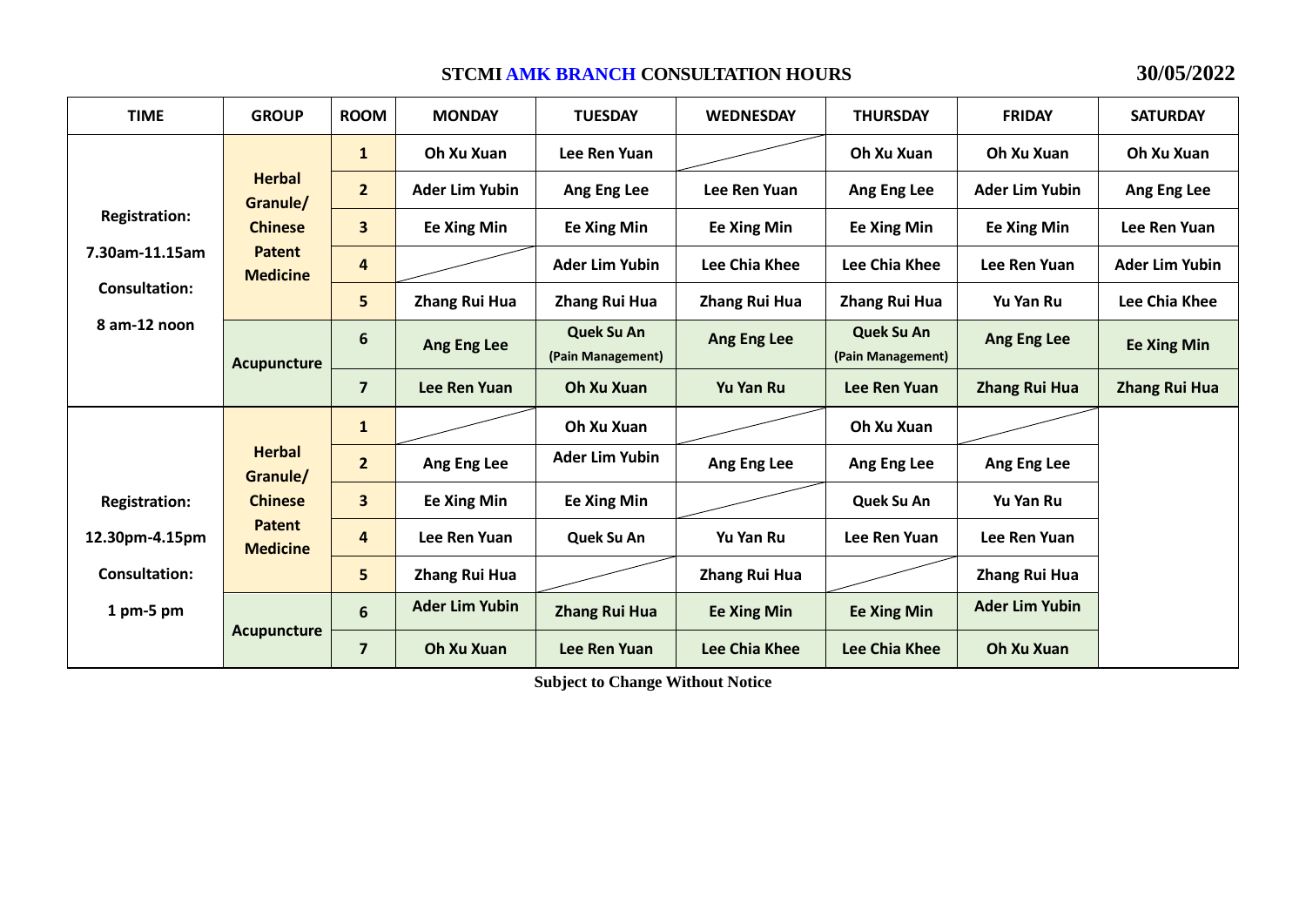**STCMI AMK BRANCH CONSULTATION HOURS** **30/05/2022**

| TIME | GROUP | ROOM | MONDAY | TUESDAY | WEDNESDAY | THURSDAY | FRIDAY | SATURDAY |
|---|---|---|---|---|---|---|---|---|
| Registration: 7.30am-11.15am Consultation: 8 am-12 noon | Herbal Granule/ Chinese Patent Medicine | 1 | Oh Xu Xuan | Lee Ren Yuan | | Oh Xu Xuan | Oh Xu Xuan | Oh Xu Xuan |
| | | 2 | Ader Lim Yubin | Ang Eng Lee | Lee Ren Yuan | Ang Eng Lee | Ader Lim Yubin | Ang Eng Lee |
| | | 3 | Ee Xing Min | Ee Xing Min | Ee Xing Min | Ee Xing Min | Ee Xing Min | Lee Ren Yuan |
| | | 4 | | Ader Lim Yubin | Lee Chia Khee | Lee Chia Khee | Lee Ren Yuan | Ader Lim Yubin |
| | | 5 | Zhang Rui Hua | Zhang Rui Hua | Zhang Rui Hua | Zhang Rui Hua | Yu Yan Ru | Lee Chia Khee |
| | Acupuncture | 6 | Ang Eng Lee | Quek Su An (Pain Management) | Ang Eng Lee | Quek Su An (Pain Management) | Ang Eng Lee | Ee Xing Min |
| | | 7 | Lee Ren Yuan | Oh Xu Xuan | Yu Yan Ru | Lee Ren Yuan | Zhang Rui Hua | Zhang Rui Hua |
| Registration: 12.30pm-4.15pm Consultation: 1 pm-5 pm | Herbal Granule/ Chinese Patent Medicine | 1 | | Oh Xu Xuan | | Oh Xu Xuan | | |
| | | 2 | Ang Eng Lee | Ader Lim Yubin | Ang Eng Lee | Ang Eng Lee | Ang Eng Lee | |
| | | 3 | Ee Xing Min | Ee Xing Min | | Quek Su An | Yu Yan Ru | |
| | | 4 | Lee Ren Yuan | Quek Su An | Yu Yan Ru | Lee Ren Yuan | Lee Ren Yuan | |
| | | 5 | Zhang Rui Hua | | Zhang Rui Hua | | Zhang Rui Hua | |
| | Acupuncture | 6 | Ader Lim Yubin | Zhang Rui Hua | Ee Xing Min | Ee Xing Min | Ader Lim Yubin | |
| | | 7 | Oh Xu Xuan | Lee Ren Yuan | Lee Chia Khee | Lee Chia Khee | Oh Xu Xuan | |

**Subject to Change Without Notice**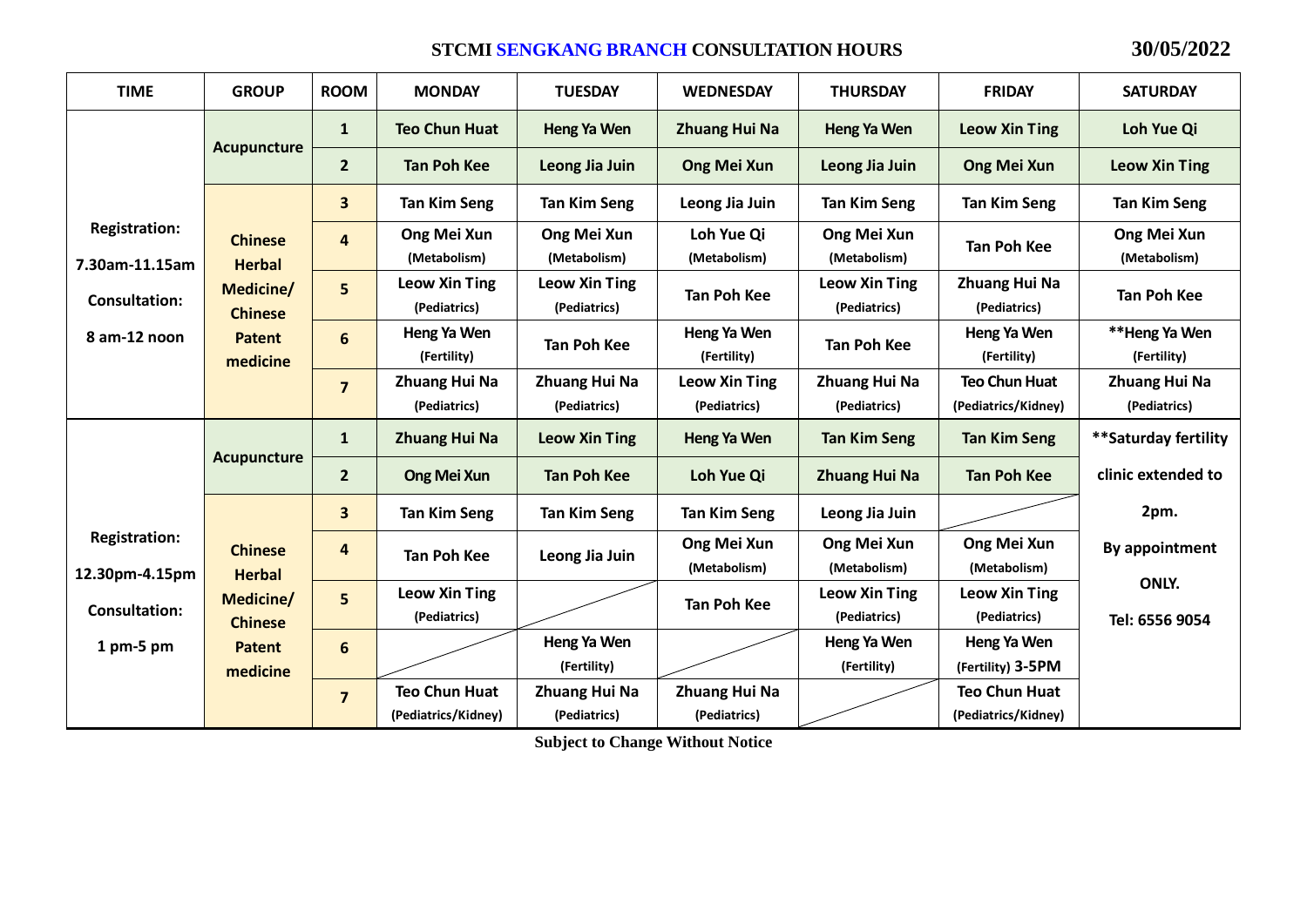# STCMI SENGKANG BRANCH CONSULTATION HOURS

**30/05/2022**

| TIME | GROUP | ROOM | MONDAY | TUESDAY | WEDNESDAY | THURSDAY | FRIDAY | SATURDAY |
|---|---|---|---|---|---|---|---|---|
| Registration: 7.30am-11.15am Consultation: 8 am-12 noon | Acupuncture | 1 | Teo Chun Huat | Heng Ya Wen | Zhuang Hui Na | Heng Ya Wen | Leow Xin Ting | Loh Yue Qi |
| | | 2 | Tan Poh Kee | Leong Jia Juin | Ong Mei Xun | Leong Jia Juin | Ong Mei Xun | Leow Xin Ting |
| | Chinese Herbal Medicine/ Chinese Patent medicine | 3 | Tan Kim Seng | Tan Kim Seng | Leong Jia Juin | Tan Kim Seng | Tan Kim Seng | Tan Kim Seng |
| | | 4 | Ong Mei Xun (Metabolism) | Ong Mei Xun (Metabolism) | Loh Yue Qi (Metabolism) | Ong Mei Xun (Metabolism) | Tan Poh Kee | Ong Mei Xun (Metabolism) |
| | | 5 | Leow Xin Ting (Pediatrics) | Leow Xin Ting (Pediatrics) | Tan Poh Kee | Leow Xin Ting (Pediatrics) | Zhuang Hui Na (Pediatrics) | Tan Poh Kee |
| | | 6 | Heng Ya Wen (Fertility) | Tan Poh Kee | Heng Ya Wen (Fertility) | Tan Poh Kee | Heng Ya Wen (Fertility) | **Heng Ya Wen (Fertility) |
| | | 7 | Zhuang Hui Na (Pediatrics) | Zhuang Hui Na (Pediatrics) | Leow Xin Ting (Pediatrics) | Zhuang Hui Na (Pediatrics) | Teo Chun Huat (Pediatrics/Kidney) | Zhuang Hui Na (Pediatrics) |
| Registration: 12.30pm-4.15pm Consultation: 1 pm-5 pm | Acupuncture | 1 | Zhuang Hui Na | Leow Xin Ting | Heng Ya Wen | Tan Kim Seng | Tan Kim Seng | **Saturday fertility clinic extended to 2pm. By appointment ONLY. Tel: 6556 9054 |
| | | 2 | Ong Mei Xun | Tan Poh Kee | Loh Yue Qi | Zhuang Hui Na | Tan Poh Kee | |
| | Chinese Herbal Medicine/ Chinese Patent medicine | 3 | Tan Kim Seng | Tan Kim Seng | Tan Kim Seng | Leong Jia Juin | | |
| | | 4 | Tan Poh Kee | Leong Jia Juin | Ong Mei Xun (Metabolism) | Ong Mei Xun (Metabolism) | Ong Mei Xun (Metabolism) | |
| | | 5 | Leow Xin Ting (Pediatrics) | | Tan Poh Kee | Leow Xin Ting (Pediatrics) | Leow Xin Ting (Pediatrics) | |
| | | 6 | | Heng Ya Wen (Fertility) | | Heng Ya Wen (Fertility) | Heng Ya Wen (Fertility) 3-5PM | |
| | | 7 | Teo Chun Huat (Pediatrics/Kidney) | Zhuang Hui Na (Pediatrics) | Zhuang Hui Na (Pediatrics) | | Teo Chun Huat (Pediatrics/Kidney) | |

**Subject to Change Without Notice**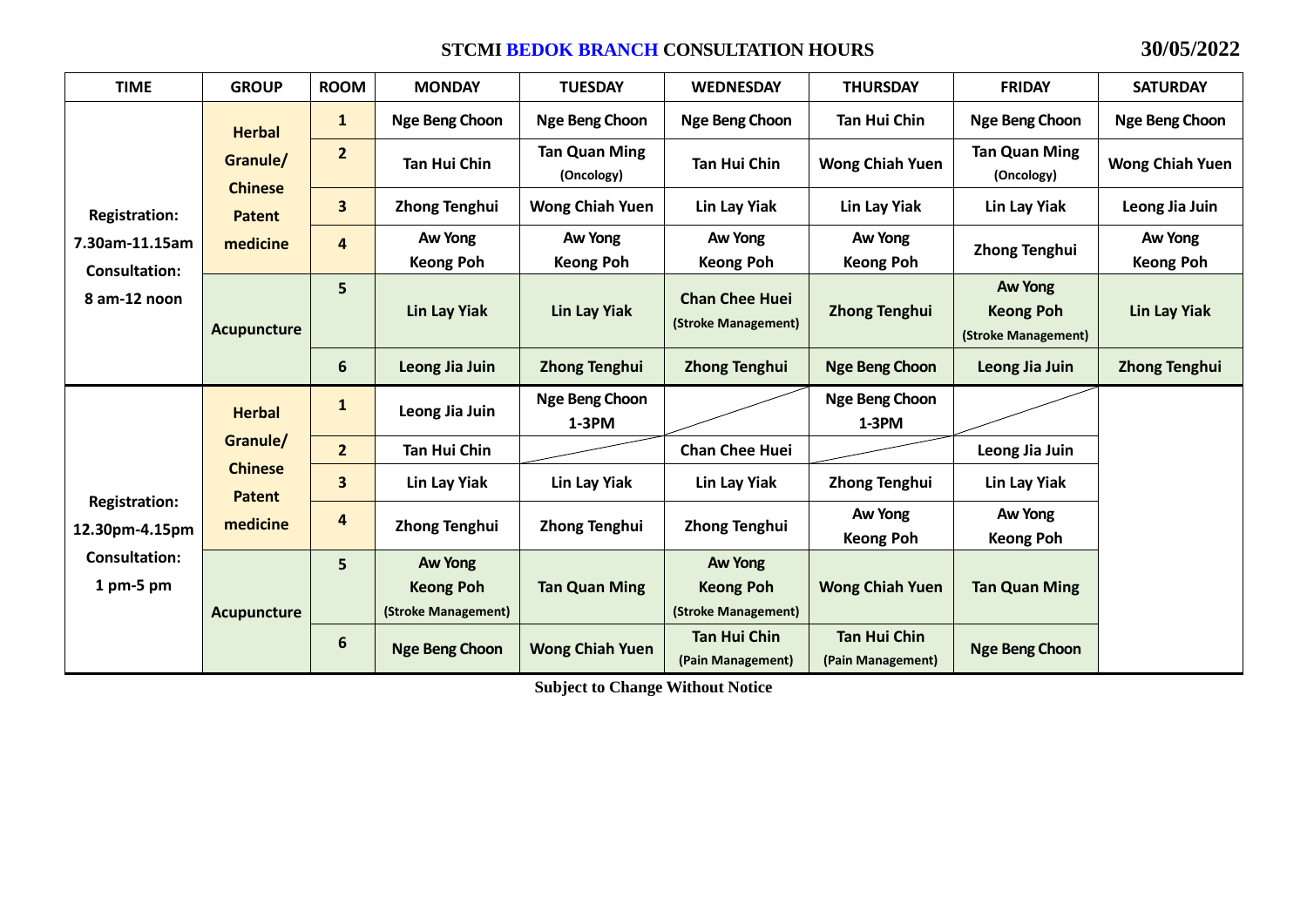**STCMI BEDOK BRANCH CONSULTATION HOURS** **30/05/2022**

| TIME | GROUP | ROOM | MONDAY | TUESDAY | WEDNESDAY | THURSDAY | FRIDAY | SATURDAY |
|---|---|---|---|---|---|---|---|---|
| Registration: 7.30am-11.15am Consultation: 8 am-12 noon | Herbal Granule/ Chinese Patent medicine | 1 | Nge Beng Choon | Nge Beng Choon | Nge Beng Choon | Tan Hui Chin | Nge Beng Choon | Nge Beng Choon |
| | | 2 | Tan Hui Chin | Tan Quan Ming (Oncology) | Tan Hui Chin | Wong Chiah Yuen | Tan Quan Ming (Oncology) | Wong Chiah Yuen |
| | | 3 | Zhong Tenghui | Wong Chiah Yuen | Lin Lay Yiak | Lin Lay Yiak | Lin Lay Yiak | Leong Jia Juin |
| | | 4 | Aw Yong Keong Poh | Aw Yong Keong Poh | Aw Yong Keong Poh | Aw Yong Keong Poh | Zhong Tenghui | Aw Yong Keong Poh |
| | Acupuncture | 5 | Lin Lay Yiak | Lin Lay Yiak | Chan Chee Huei (Stroke Management) | Zhong Tenghui | Aw Yong Keong Poh (Stroke Management) | Lin Lay Yiak |
| | | 6 | Leong Jia Juin | Zhong Tenghui | Zhong Tenghui | Nge Beng Choon | Leong Jia Juin | Zhong Tenghui |
| Registration: 12.30pm-4.15pm Consultation: 1 pm-5 pm | Herbal Granule/ Chinese Patent medicine | 1 | Leong Jia Juin | Nge Beng Choon 1-3PM | | Nge Beng Choon 1-3PM | | |
| | | 2 | Tan Hui Chin | | Chan Chee Huei | | Leong Jia Juin | |
| | | 3 | Lin Lay Yiak | Lin Lay Yiak | Lin Lay Yiak | Zhong Tenghui | Lin Lay Yiak | |
| | | 4 | Zhong Tenghui | Zhong Tenghui | Zhong Tenghui | Aw Yong Keong Poh | Aw Yong Keong Poh | |
| | Acupuncture | 5 | Aw Yong Keong Poh (Stroke Management) | Tan Quan Ming | Aw Yong Keong Poh (Stroke Management) | Wong Chiah Yuen | Tan Quan Ming | |
| | | 6 | Nge Beng Choon | Wong Chiah Yuen | Tan Hui Chin (Pain Management) | Tan Hui Chin (Pain Management) | Nge Beng Choon | |

**Subject to Change Without Notice**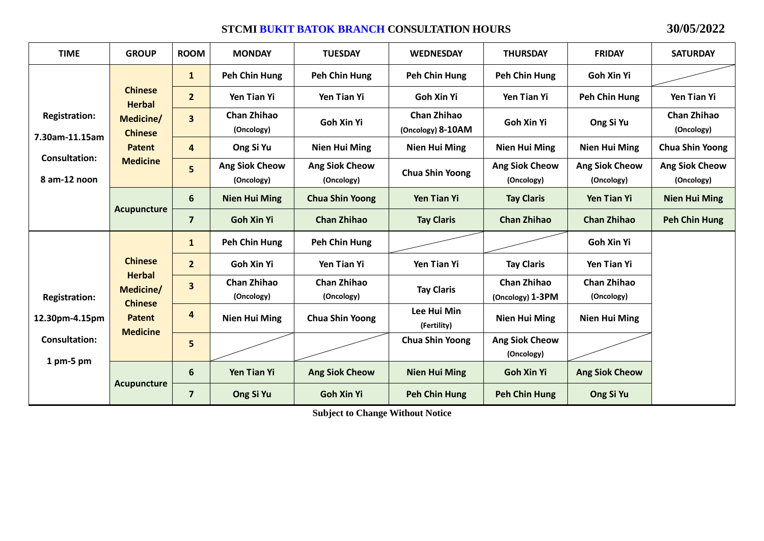**STCMI BUKIT BATOK BRANCH CONSULTATION HOURS** **30/05/2022**

| TIME | GROUP | ROOM | MONDAY | TUESDAY | WEDNESDAY | THURSDAY | FRIDAY | SATURDAY |
|---|---|---|---|---|---|---|---|---|
| Registration: 7.30am-11.15am Consultation: 8 am-12 noon | Chinese Herbal Medicine/ Chinese Patent Medicine | 1 | Peh Chin Hung | Peh Chin Hung | Peh Chin Hung | Peh Chin Hung | Goh Xin Yi | |
| | | 2 | Yen Tian Yi | Yen Tian Yi | Goh Xin Yi | Yen Tian Yi | Peh Chin Hung | Yen Tian Yi |
| | | 3 | Chan Zhihao (Oncology) | Goh Xin Yi | Chan Zhihao (Oncology) 8-10AM | Goh Xin Yi | Ong Si Yu | Chan Zhihao (Oncology) |
| | | 4 | Ong Si Yu | Nien Hui Ming | Nien Hui Ming | Nien Hui Ming | Nien Hui Ming | Chua Shin Yoong |
| | | 5 | Ang Siok Cheow (Oncology) | Ang Siok Cheow (Oncology) | Chua Shin Yoong | Ang Siok Cheow (Oncology) | Ang Siok Cheow (Oncology) | Ang Siok Cheow (Oncology) |
| | Acupuncture | 6 | Nien Hui Ming | Chua Shin Yoong | Yen Tian Yi | Tay Claris | Yen Tian Yi | Nien Hui Ming |
| | | 7 | Goh Xin Yi | Chan Zhihao | Tay Claris | Chan Zhihao | Chan Zhihao | Peh Chin Hung |
| Registration: 12.30pm-4.15pm Consultation: 1 pm-5 pm | Chinese Herbal Medicine/ Chinese Patent Medicine | 1 | Peh Chin Hung | Peh Chin Hung | | | Goh Xin Yi | |
| | | 2 | Goh Xin Yi | Yen Tian Yi | Yen Tian Yi | Tay Claris | Yen Tian Yi | |
| | | 3 | Chan Zhihao (Oncology) | Chan Zhihao (Oncology) | Tay Claris | Chan Zhihao (Oncology) 1-3PM | Chan Zhihao (Oncology) | |
| | | 4 | Nien Hui Ming | Chua Shin Yoong | Lee Hui Min (Fertility) | Nien Hui Ming | Nien Hui Ming | |
| | | 5 | | | Chua Shin Yoong | Ang Siok Cheow (Oncology) | | |
| | Acupuncture | 6 | Yen Tian Yi | Ang Siok Cheow | Nien Hui Ming | Goh Xin Yi | Ang Siok Cheow | |
| | | 7 | Ong Si Yu | Goh Xin Yi | Peh Chin Hung | Peh Chin Hung | Ong Si Yu | |

**Subject to Change Without Notice**